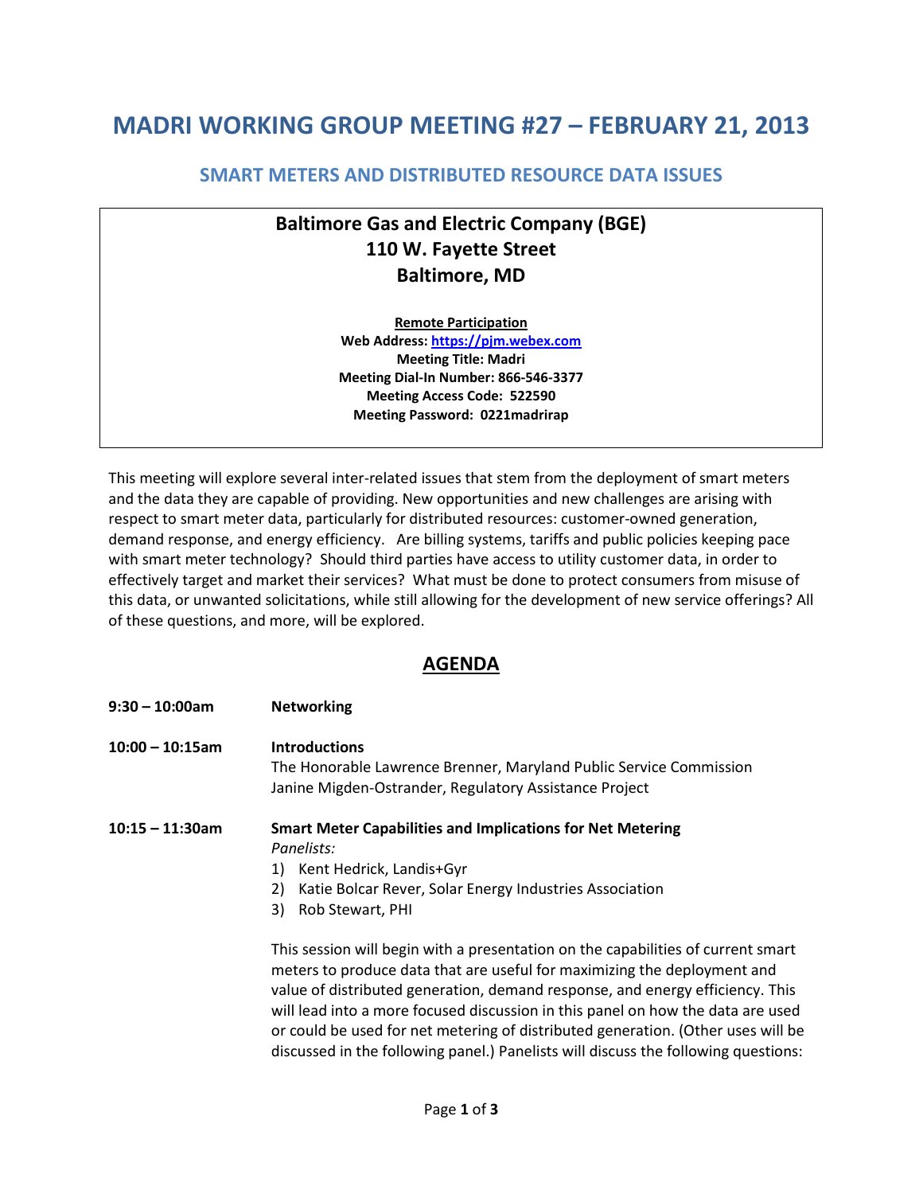# MADRI WORKING GROUP MEETING #27 – FEBRUARY 21, 2013

## SMART METERS AND DISTRIBUTED RESOURCE DATA ISSUES

**Baltimore Gas and Electric Company (BGE)**
**110 W. Fayette Street**
**Baltimore, MD**

**Remote Participation**
**Web Address: https://pjm.webex.com**
**Meeting Title: Madri**
**Meeting Dial-In Number: 866-546-3377**
**Meeting Access Code: 522590**
**Meeting Password: 0221madrirap**

This meeting will explore several inter-related issues that stem from the deployment of smart meters and the data they are capable of providing. New opportunities and new challenges are arising with respect to smart meter data, particularly for distributed resources: customer-owned generation, demand response, and energy efficiency. Are billing systems, tariffs and public policies keeping pace with smart meter technology? Should third parties have access to utility customer data, in order to effectively target and market their services? What must be done to protect consumers from misuse of this data, or unwanted solicitations, while still allowing for the development of new service offerings? All of these questions, and more, will be explored.

## AGENDA

**9:30 – 10:00am** **Networking**

**10:00 – 10:15am** **Introductions**
The Honorable Lawrence Brenner, Maryland Public Service Commission
Janine Migden-Ostrander, Regulatory Assistance Project

**10:15 – 11:30am** **Smart Meter Capabilities and Implications for Net Metering**
*Panelists:*
1) Kent Hedrick, Landis+Gyr
2) Katie Bolcar Rever, Solar Energy Industries Association
3) Rob Stewart, PHI

This session will begin with a presentation on the capabilities of current smart meters to produce data that are useful for maximizing the deployment and value of distributed generation, demand response, and energy efficiency. This will lead into a more focused discussion in this panel on how the data are used or could be used for net metering of distributed generation. (Other uses will be discussed in the following panel.) Panelists will discuss the following questions: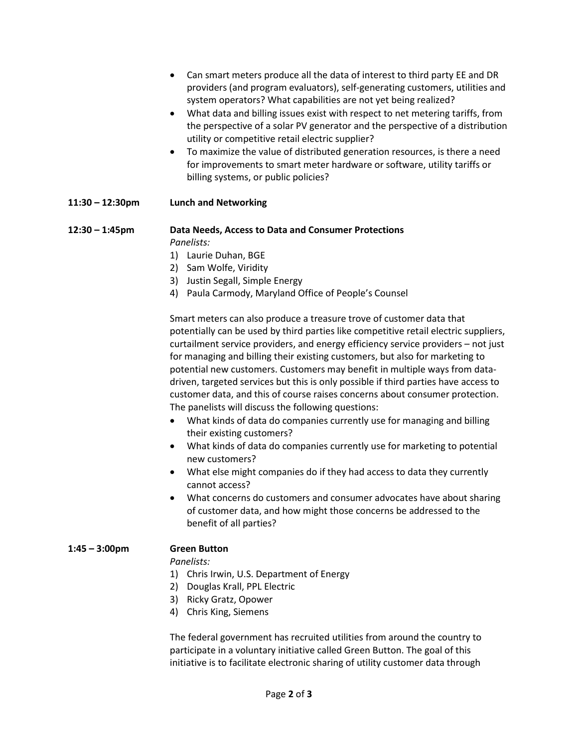- Can smart meters produce all the data of interest to third party EE and DR providers (and program evaluators), self-generating customers, utilities and system operators? What capabilities are not yet being realized?
- What data and billing issues exist with respect to net metering tariffs, from the perspective of a solar PV generator and the perspective of a distribution utility or competitive retail electric supplier?
- To maximize the value of distributed generation resources, is there a need for improvements to smart meter hardware or software, utility tariffs or billing systems, or public policies?

**11:30 – 12:30pm** **Lunch and Networking**

**12:30 – 1:45pm** **Data Needs, Access to Data and Consumer Protections**

*Panelists:*

1) Laurie Duhan, BGE
2) Sam Wolfe, Viridity
3) Justin Segall, Simple Energy
4) Paula Carmody, Maryland Office of People's Counsel

Smart meters can also produce a treasure trove of customer data that potentially can be used by third parties like competitive retail electric suppliers, curtailment service providers, and energy efficiency service providers – not just for managing and billing their existing customers, but also for marketing to potential new customers. Customers may benefit in multiple ways from data-driven, targeted services but this is only possible if third parties have access to customer data, and this of course raises concerns about consumer protection. The panelists will discuss the following questions:

- What kinds of data do companies currently use for managing and billing their existing customers?
- What kinds of data do companies currently use for marketing to potential new customers?
- What else might companies do if they had access to data they currently cannot access?
- What concerns do customers and consumer advocates have about sharing of customer data, and how might those concerns be addressed to the benefit of all parties?

**1:45 – 3:00pm** **Green Button**

*Panelists:*

1) Chris Irwin, U.S. Department of Energy
2) Douglas Krall, PPL Electric
3) Ricky Gratz, Opower
4) Chris King, Siemens

The federal government has recruited utilities from around the country to participate in a voluntary initiative called Green Button. The goal of this initiative is to facilitate electronic sharing of utility customer data through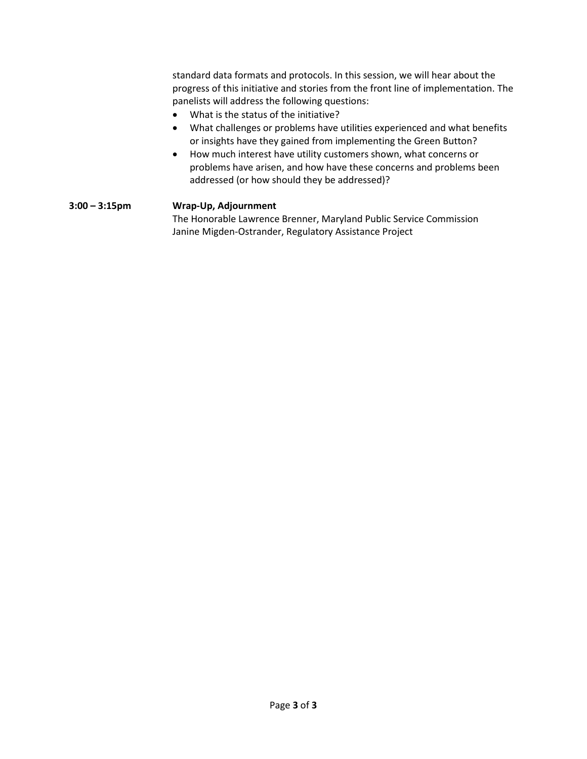standard data formats and protocols. In this session, we will hear about the progress of this initiative and stories from the front line of implementation. The panelists will address the following questions:

- What is the status of the initiative?
- What challenges or problems have utilities experienced and what benefits or insights have they gained from implementing the Green Button?
- How much interest have utility customers shown, what concerns or problems have arisen, and how have these concerns and problems been addressed (or how should they be addressed)?

**3:00 – 3:15pm** **Wrap-Up, Adjournment**

The Honorable Lawrence Brenner, Maryland Public Service Commission
Janine Migden-Ostrander, Regulatory Assistance Project